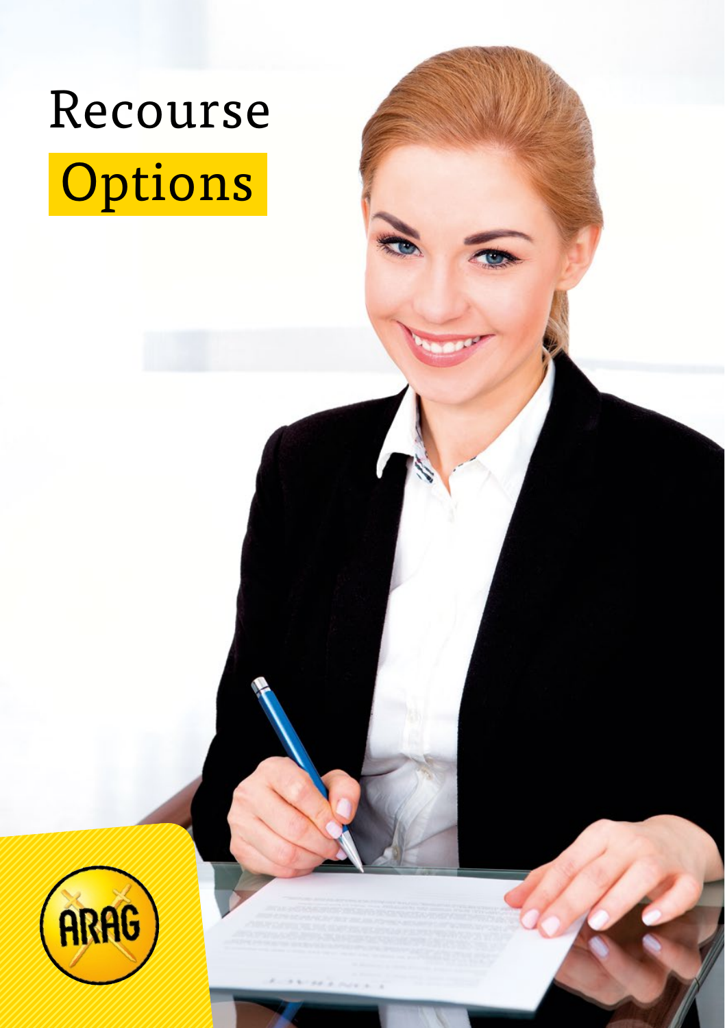# Recourse Options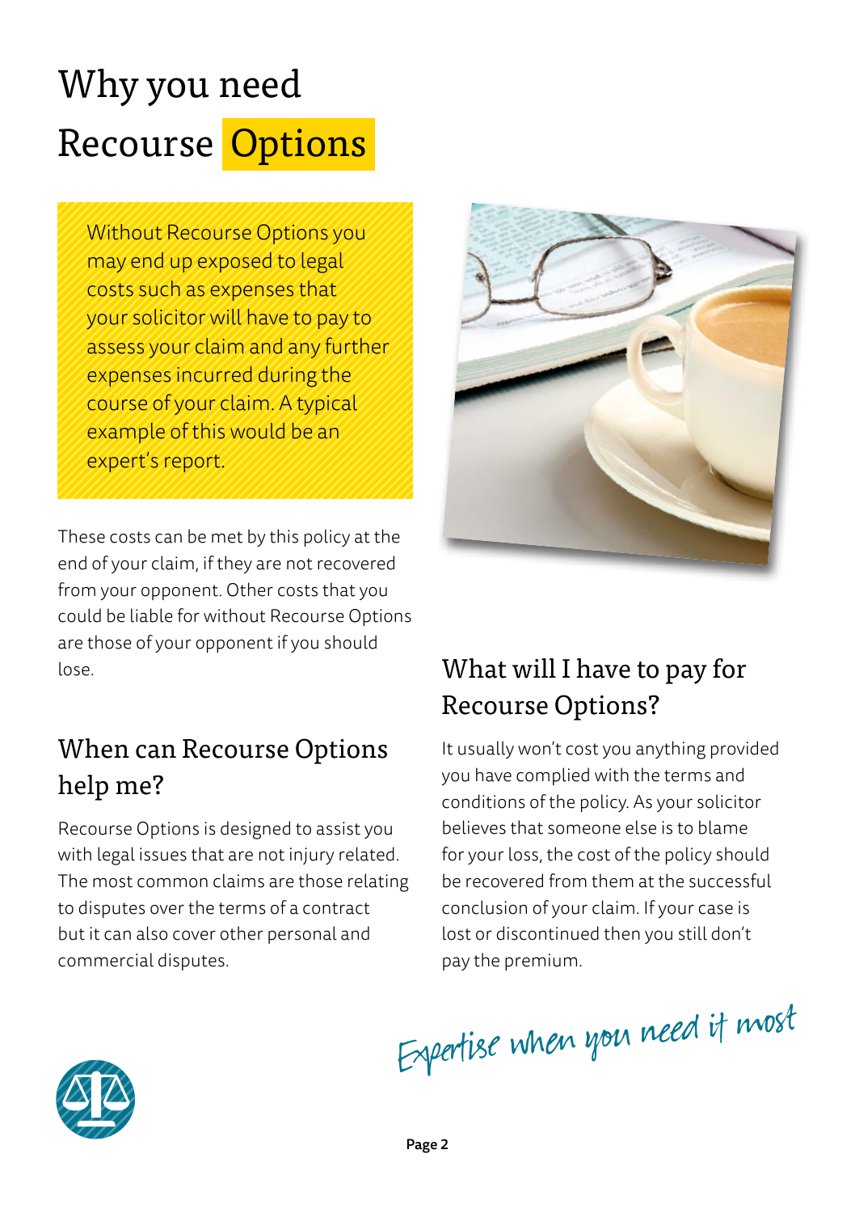# Why you need Recourse Options

Without Recourse Options you may end up exposed to legal costs such as expenses that your solicitor will have to pay to assess your claim and any further expenses incurred during the course of your claim. A typical example of this would be an expert's report.

These costs can be met by this policy at the end of your claim, if they are not recovered from your opponent. Other costs that you could be liable for without Recourse Options are those of your opponent if you should lose.

## When can Recourse Options help me?

Recourse Options is designed to assist you with legal issues that are not injury related. The most common claims are those relating to disputes over the terms of a contract but it can also cover other personal and commercial disputes.

## What will I have to pay for Recourse Options?

It usually won't cost you anything provided you have complied with the terms and conditions of the policy. As your solicitor believes that someone else is to blame for your loss, the cost of the policy should be recovered from them at the successful conclusion of your claim. If your case is lost or discontinued then you still don't pay the premium.

*Expertise when you need it most*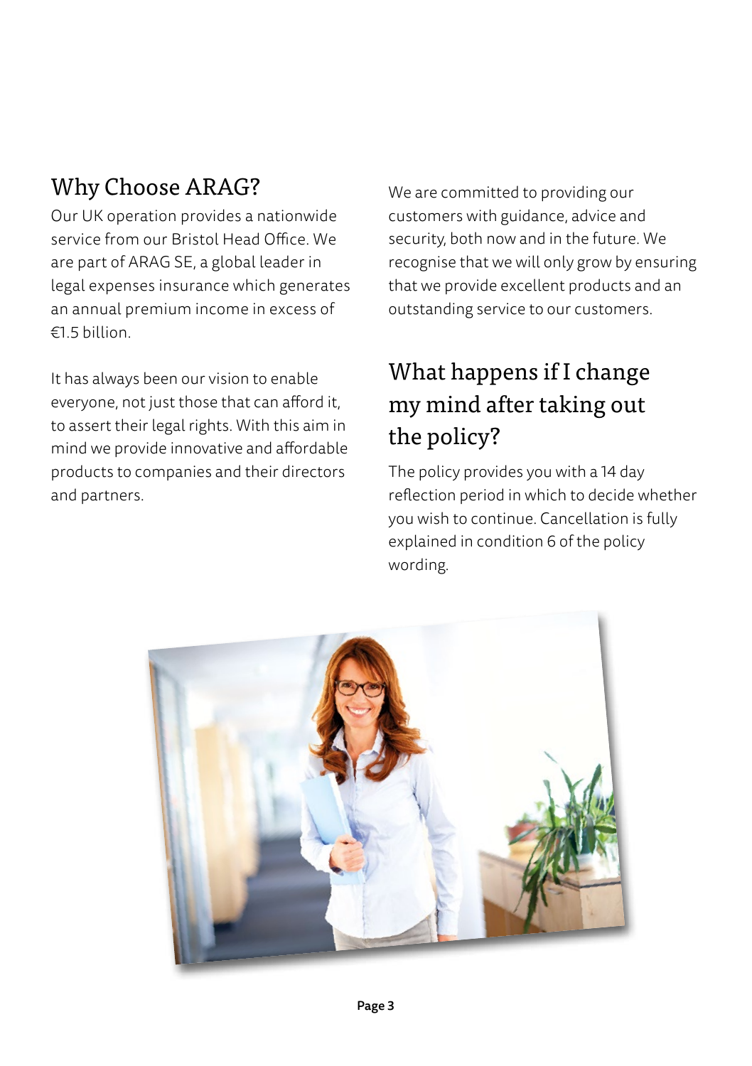## Why Choose ARAG?

Our UK operation provides a nationwide service from our Bristol Head Office. We are part of ARAG SE, a global leader in legal expenses insurance which generates an annual premium income in excess of €1.5 billion.

It has always been our vision to enable everyone, not just those that can afford it, to assert their legal rights. With this aim in mind we provide innovative and affordable products to companies and their directors and partners.

We are committed to providing our customers with guidance, advice and security, both now and in the future. We recognise that we will only grow by ensuring that we provide excellent products and an outstanding service to our customers.

## What happens if I change my mind after taking out the policy?

The policy provides you with a 14 day reflection period in which to decide whether you wish to continue. Cancellation is fully explained in condition 6 of the policy wording.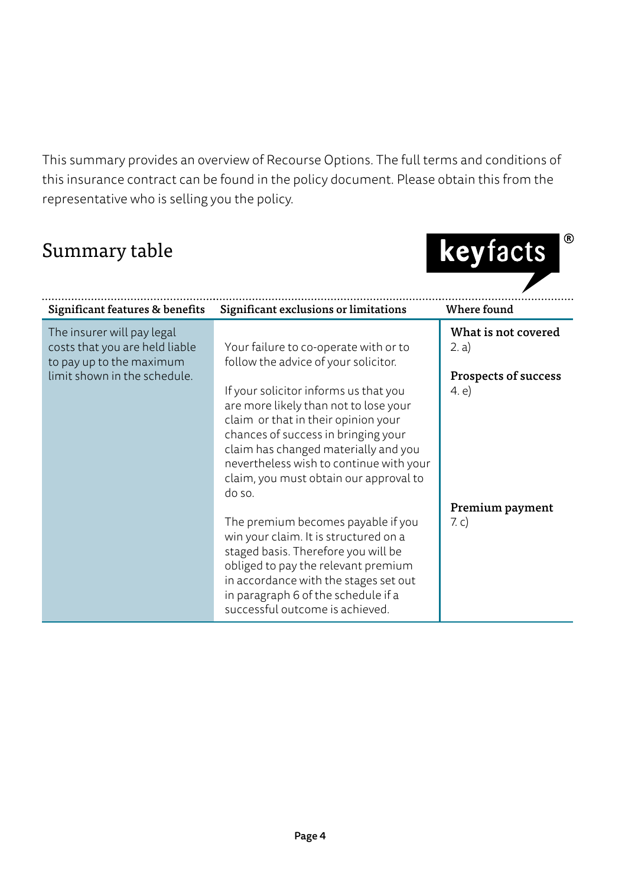This summary provides an overview of Recourse Options. The full terms and conditions of this insurance contract can be found in the policy document. Please obtain this from the representative who is selling you the policy.

## Summary table

keyfacts®

| Significant features & benefits | Significant exclusions or limitations | Where found |
| --- | --- | --- |
| The insurer will pay legal costs that you are held liable to pay up to the maximum limit shown in the schedule. | Your failure to co-operate with or to follow the advice of your solicitor. | **What is not covered** 2. a) |
| | If your solicitor informs us that you are more likely than not to lose your claim or that in their opinion your chances of success in bringing your claim has changed materially and you nevertheless wish to continue with your claim, you must obtain our approval to do so. | **Prospects of success** 4. e) |
| | The premium becomes payable if you win your claim. It is structured on a staged basis. Therefore you will be obliged to pay the relevant premium in accordance with the stages set out in paragraph 6 of the schedule if a successful outcome is achieved. | **Premium payment** 7. c) |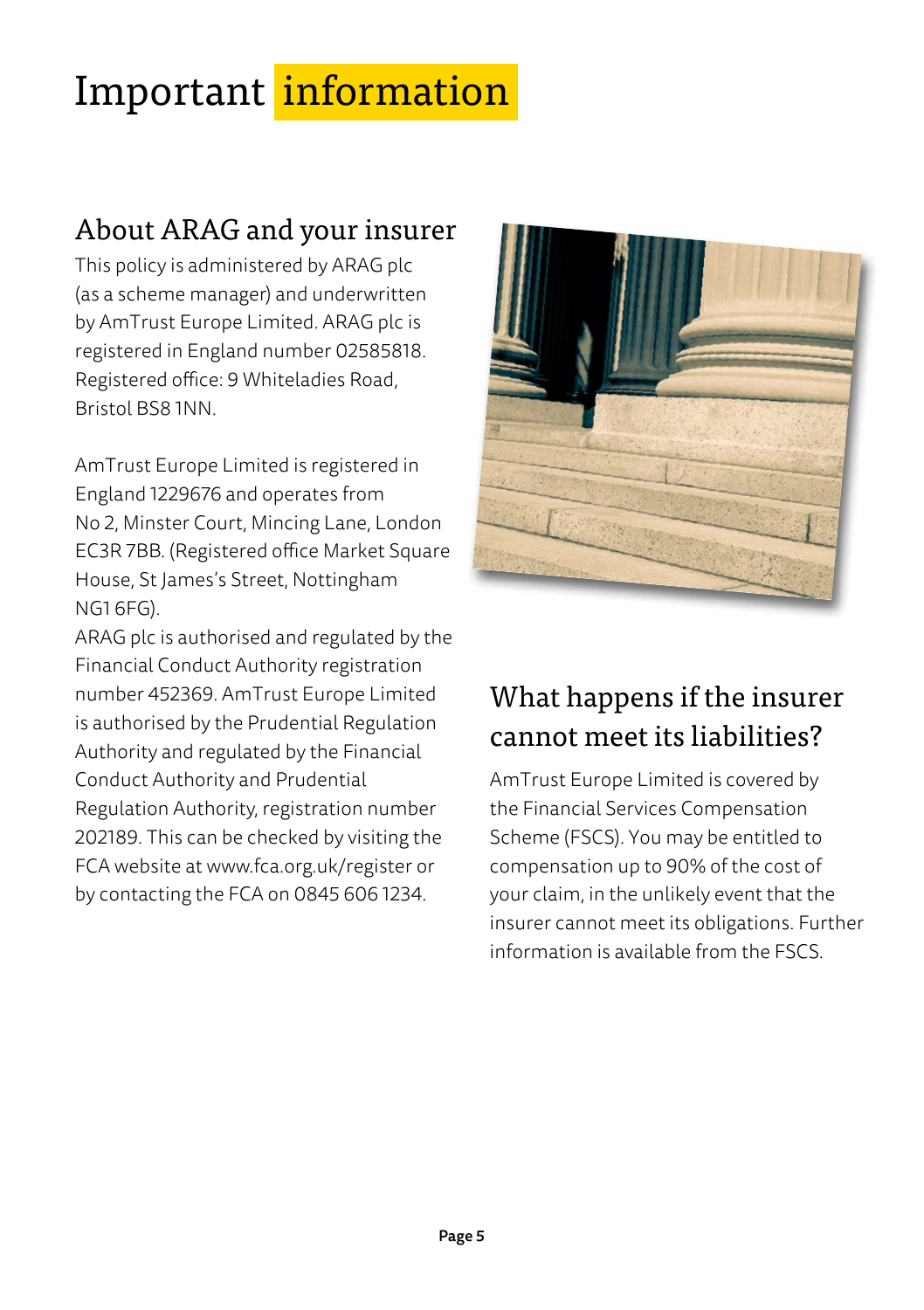# Important information

## About ARAG and your insurer

This policy is administered by ARAG plc (as a scheme manager) and underwritten by AmTrust Europe Limited. ARAG plc is registered in England number 02585818. Registered office: 9 Whiteladies Road, Bristol BS8 1NN.

AmTrust Europe Limited is registered in England 1229676 and operates from No 2, Minster Court, Mincing Lane, London EC3R 7BB. (Registered office Market Square House, St James's Street, Nottingham NG1 6FG).

ARAG plc is authorised and regulated by the Financial Conduct Authority registration number 452369. AmTrust Europe Limited is authorised by the Prudential Regulation Authority and regulated by the Financial Conduct Authority and Prudential Regulation Authority, registration number 202189. This can be checked by visiting the FCA website at www.fca.org.uk/register or by contacting the FCA on 0845 606 1234.

## What happens if the insurer cannot meet its liabilities?

AmTrust Europe Limited is covered by the Financial Services Compensation Scheme (FSCS). You may be entitled to compensation up to 90% of the cost of your claim, in the unlikely event that the insurer cannot meet its obligations. Further information is available from the FSCS.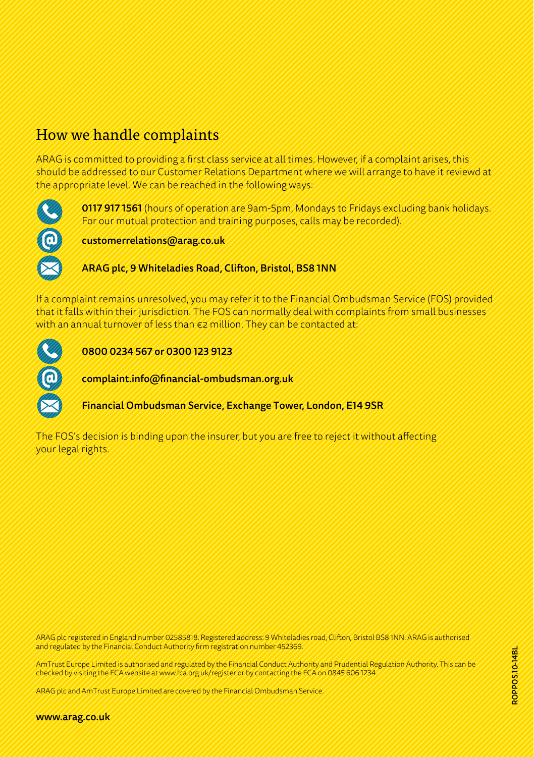## How we handle complaints

ARAG is committed to providing a first class service at all times. However, if a complaint arises, this should be addressed to our Customer Relations Department where we will arrange to have it reviewd at the appropriate level. We can be reached in the following ways:

**0117 917 1561** (hours of operation are 9am-5pm, Mondays to Fridays excluding bank holidays. For our mutual protection and training purposes, calls may be recorded).

**customerrelations@arag.co.uk**

**ARAG plc, 9 Whiteladies Road, Clifton, Bristol, BS8 1NN**

If a complaint remains unresolved, you may refer it to the Financial Ombudsman Service (FOS) provided that it falls within their jurisdiction. The FOS can normally deal with complaints from small businesses with an annual turnover of less than €2 million. They can be contacted at:

**0800 0234 567 or 0300 123 9123**

**complaint.info@financial-ombudsman.org.uk**

**Financial Ombudsman Service, Exchange Tower, London, E14 9SR**

The FOS's decision is binding upon the insurer, but you are free to reject it without affecting your legal rights.

ARAG plc registered in England number 02585818. Registered address: 9 Whiteladies road, Clifton, Bristol BS8 1NN. ARAG is authorised and regulated by the Financial Conduct Authority firm registration number 452369.

AmTrust Europe Limited is authorised and regulated by the Financial Conduct Authority and Prudential Regulation Authority. This can be checked by visiting the FCA website at www.fca.org.uk/register or by contacting the FCA on 0845 606 1234.

ARAG plc and AmTrust Europe Limited are covered by the Financial Ombudsman Service.

**www.arag.co.uk**

ROPPOS.10-14BL